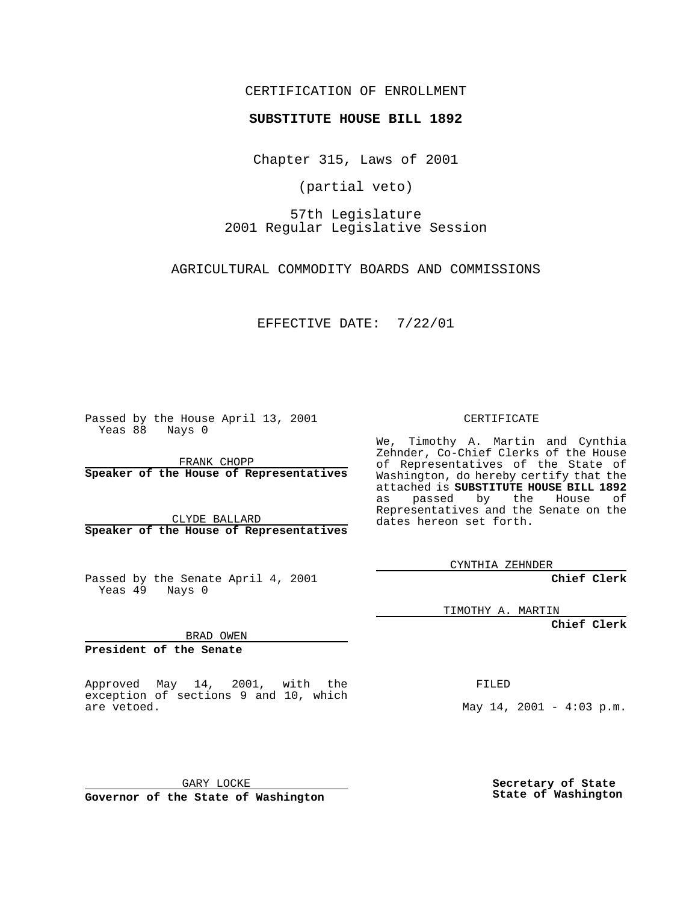CERTIFICATION OF ENROLLMENT

**SUBSTITUTE HOUSE BILL 1892**

Chapter 315, Laws of 2001

(partial veto)

57th Legislature
2001 Regular Legislative Session

AGRICULTURAL COMMODITY BOARDS AND COMMISSIONS

EFFECTIVE DATE: 7/22/01

Passed by the House April 13, 2001
Yeas 88 Nays 0

FRANK CHOPP
**Speaker of the House of Representatives**

CLYDE BALLARD
**Speaker of the House of Representatives**

Passed by the Senate April 4, 2001
Yeas 49 Nays 0

BRAD OWEN
**President of the Senate**

Approved May 14, 2001, with the exception of sections 9 and 10, which are vetoed.

GARY LOCKE
**Governor of the State of Washington**

CERTIFICATE

We, Timothy A. Martin and Cynthia Zehnder, Co-Chief Clerks of the House of Representatives of the State of Washington, do hereby certify that the attached is **SUBSTITUTE HOUSE BILL 1892** as passed by the House of Representatives and the Senate on the dates hereon set forth.

CYNTHIA ZEHNDER
**Chief Clerk**

TIMOTHY A. MARTIN
**Chief Clerk**

FILED

May 14, 2001 - 4:03 p.m.

**Secretary of State**
**State of Washington**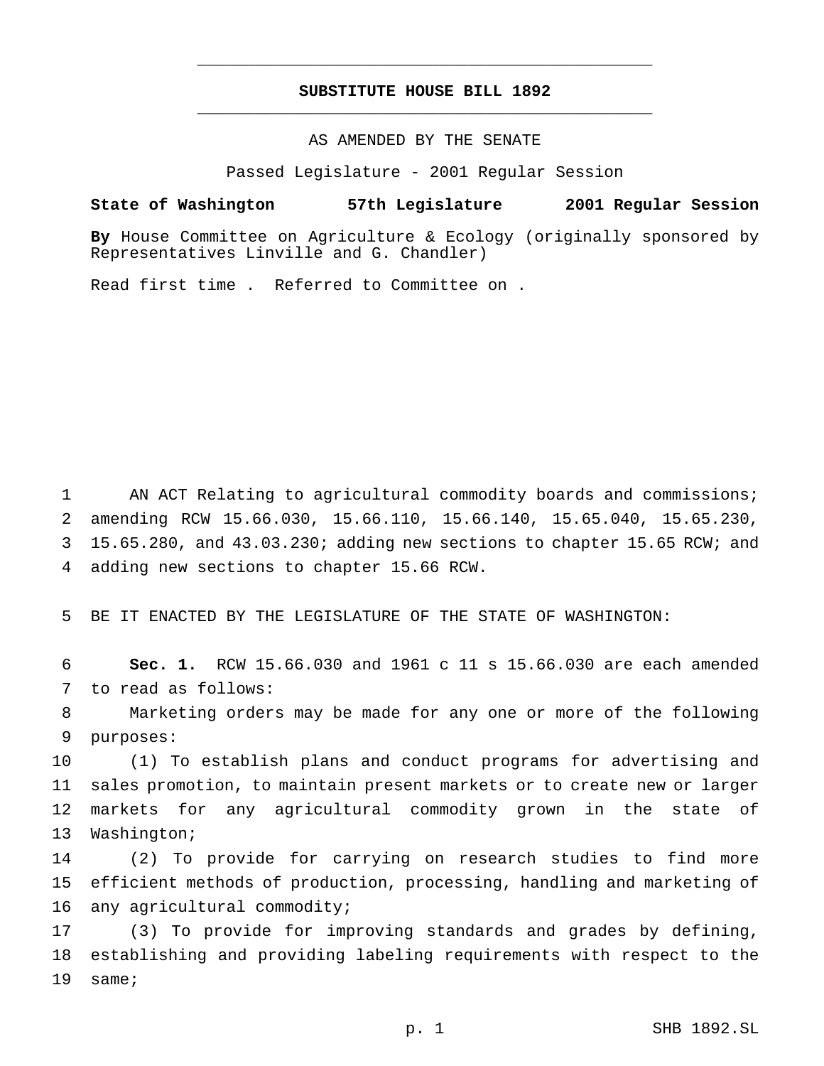# SUBSTITUTE HOUSE BILL 1892

AS AMENDED BY THE SENATE

Passed Legislature - 2001 Regular Session

**State of Washington 57th Legislature 2001 Regular Session**

**By** House Committee on Agriculture & Ecology (originally sponsored by Representatives Linville and G. Chandler)

Read first time . Referred to Committee on .

AN ACT Relating to agricultural commodity boards and commissions; amending RCW 15.66.030, 15.66.110, 15.66.140, 15.65.040, 15.65.230, 15.65.280, and 43.03.230; adding new sections to chapter 15.65 RCW; and adding new sections to chapter 15.66 RCW.

BE IT ENACTED BY THE LEGISLATURE OF THE STATE OF WASHINGTON:

**Sec. 1.** RCW 15.66.030 and 1961 c 11 s 15.66.030 are each amended to read as follows:

Marketing orders may be made for any one or more of the following purposes:

(1) To establish plans and conduct programs for advertising and sales promotion, to maintain present markets or to create new or larger markets for any agricultural commodity grown in the state of Washington;

(2) To provide for carrying on research studies to find more efficient methods of production, processing, handling and marketing of any agricultural commodity;

(3) To provide for improving standards and grades by defining, establishing and providing labeling requirements with respect to the same;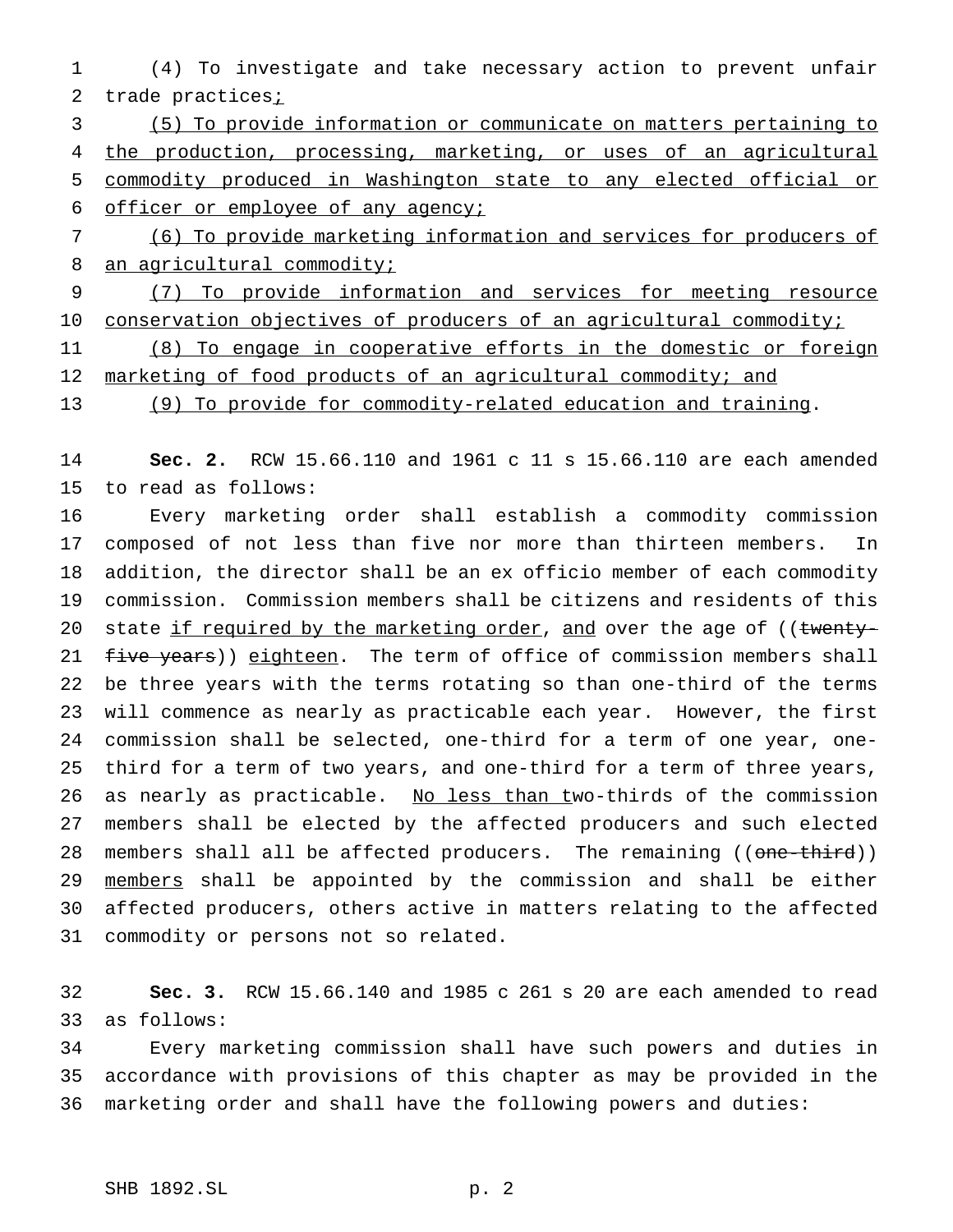(4) To investigate and take necessary action to prevent unfair trade practices;

(5) To provide information or communicate on matters pertaining to the production, processing, marketing, or uses of an agricultural commodity produced in Washington state to any elected official or officer or employee of any agency;

(6) To provide marketing information and services for producers of an agricultural commodity;

(7) To provide information and services for meeting resource conservation objectives of producers of an agricultural commodity;

(8) To engage in cooperative efforts in the domestic or foreign marketing of food products of an agricultural commodity; and

(9) To provide for commodity-related education and training.

**Sec. 2.** RCW 15.66.110 and 1961 c 11 s 15.66.110 are each amended to read as follows:

Every marketing order shall establish a commodity commission composed of not less than five nor more than thirteen members. In addition, the director shall be an ex officio member of each commodity commission. Commission members shall be citizens and residents of this state if required by the marketing order, and over the age of ((~~twenty-five years~~)) eighteen. The term of office of commission members shall be three years with the terms rotating so than one-third of the terms will commence as nearly as practicable each year. However, the first commission shall be selected, one-third for a term of one year, one-third for a term of two years, and one-third for a term of three years, as nearly as practicable. No less than two-thirds of the commission members shall be elected by the affected producers and such elected members shall all be affected producers. The remaining ((~~one-third~~)) members shall be appointed by the commission and shall be either affected producers, others active in matters relating to the affected commodity or persons not so related.

**Sec. 3.** RCW 15.66.140 and 1985 c 261 s 20 are each amended to read as follows:

Every marketing commission shall have such powers and duties in accordance with provisions of this chapter as may be provided in the marketing order and shall have the following powers and duties: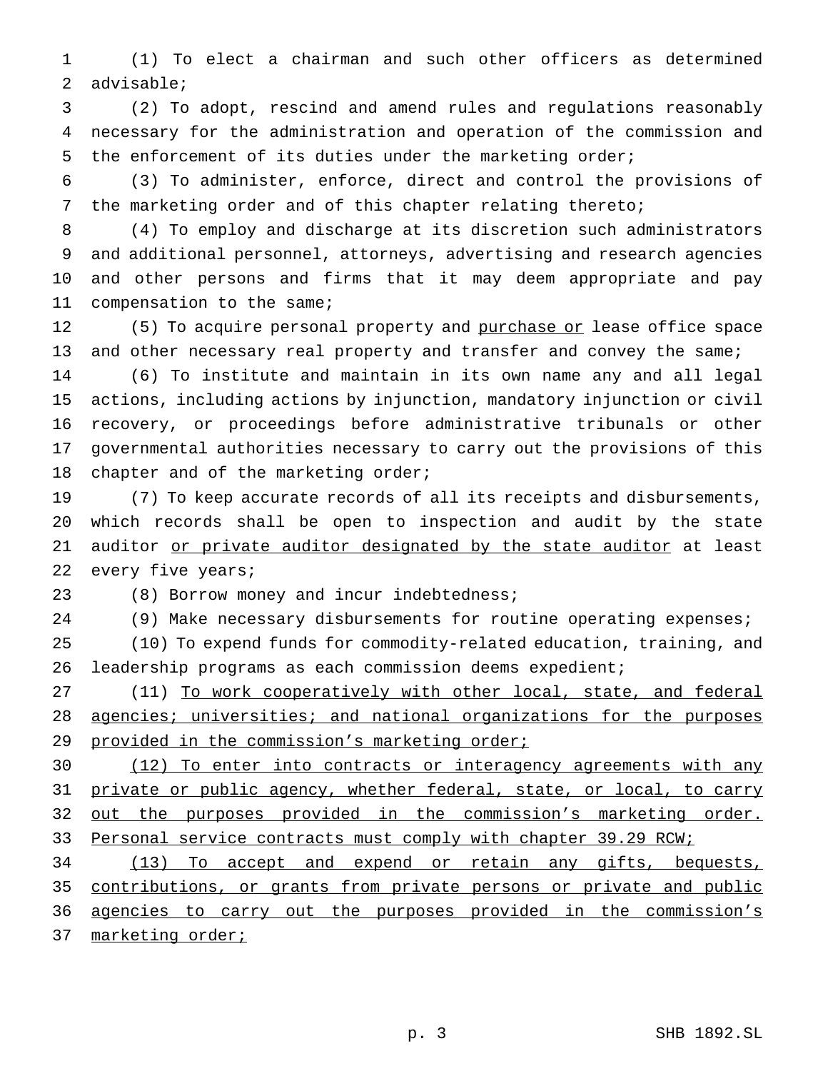(1) To elect a chairman and such other officers as determined advisable;

(2) To adopt, rescind and amend rules and regulations reasonably necessary for the administration and operation of the commission and the enforcement of its duties under the marketing order;

(3) To administer, enforce, direct and control the provisions of the marketing order and of this chapter relating thereto;

(4) To employ and discharge at its discretion such administrators and additional personnel, attorneys, advertising and research agencies and other persons and firms that it may deem appropriate and pay compensation to the same;

(5) To acquire personal property and <u>purchase or</u> lease office space and other necessary real property and transfer and convey the same;

(6) To institute and maintain in its own name any and all legal actions, including actions by injunction, mandatory injunction or civil recovery, or proceedings before administrative tribunals or other governmental authorities necessary to carry out the provisions of this chapter and of the marketing order;

(7) To keep accurate records of all its receipts and disbursements, which records shall be open to inspection and audit by the state auditor <u>or private auditor designated by the state auditor</u> at least every five years;

(8) Borrow money and incur indebtedness;

(9) Make necessary disbursements for routine operating expenses;

(10) To expend funds for commodity-related education, training, and leadership programs as each commission deems expedient;

(11) <u>To work cooperatively with other local, state, and federal agencies; universities; and national organizations for the purposes provided in the commission's marketing order;</u>

<u>(12) To enter into contracts or interagency agreements with any private or public agency, whether federal, state, or local, to carry out the purposes provided in the commission's marketing order. Personal service contracts must comply with chapter 39.29 RCW;</u>

<u>(13) To accept and expend or retain any gifts, bequests, contributions, or grants from private persons or private and public agencies to carry out the purposes provided in the commission's marketing order;</u>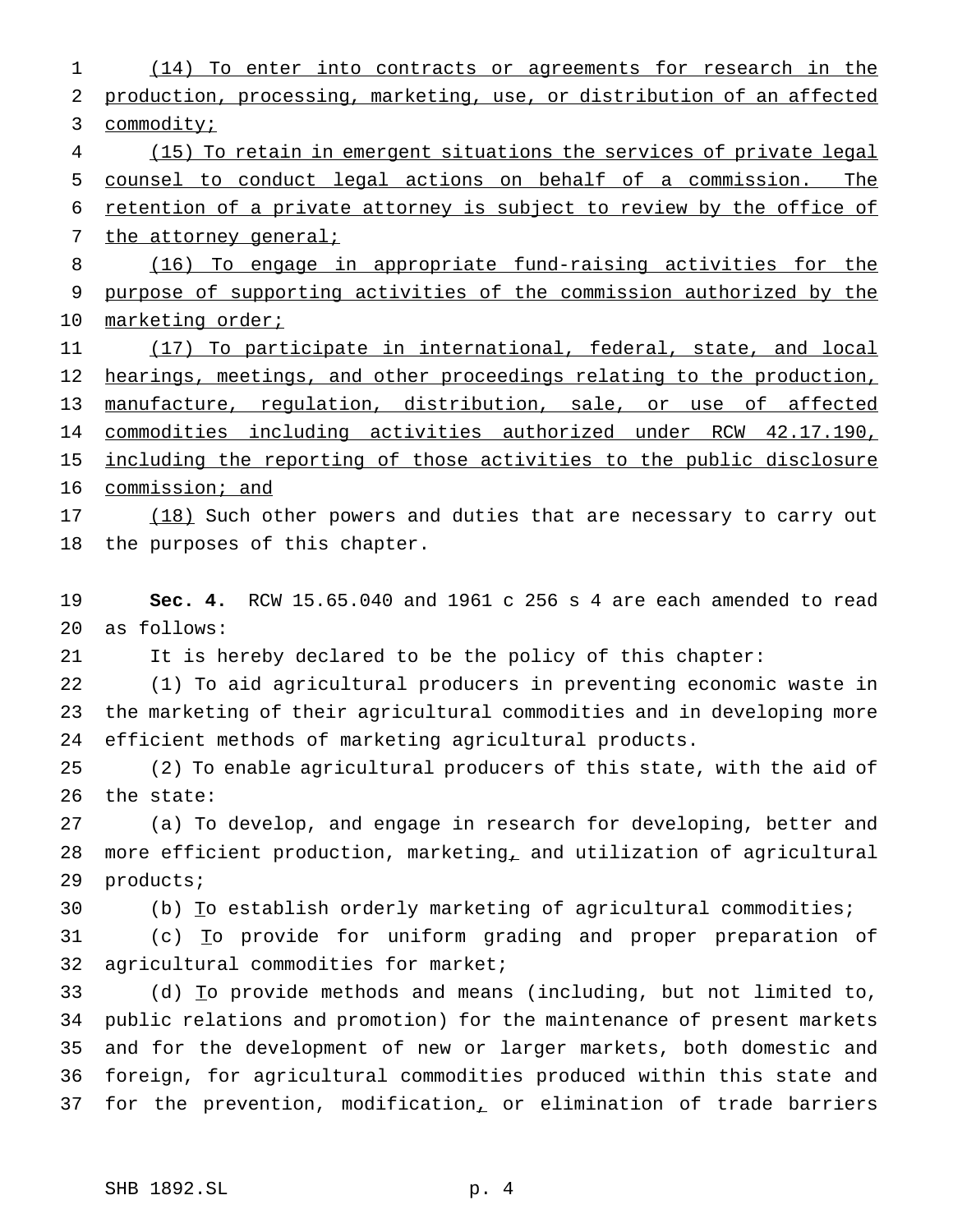(14) To enter into contracts or agreements for research in the production, processing, marketing, use, or distribution of an affected commodity;

(15) To retain in emergent situations the services of private legal counsel to conduct legal actions on behalf of a commission. The retention of a private attorney is subject to review by the office of the attorney general;

(16) To engage in appropriate fund-raising activities for the purpose of supporting activities of the commission authorized by the marketing order;

(17) To participate in international, federal, state, and local hearings, meetings, and other proceedings relating to the production, manufacture, regulation, distribution, sale, or use of affected commodities including activities authorized under RCW 42.17.190, including the reporting of those activities to the public disclosure commission; and

(18) Such other powers and duties that are necessary to carry out the purposes of this chapter.

**Sec. 4.** RCW 15.65.040 and 1961 c 256 s 4 are each amended to read as follows:

It is hereby declared to be the policy of this chapter:

(1) To aid agricultural producers in preventing economic waste in the marketing of their agricultural commodities and in developing more efficient methods of marketing agricultural products.

(2) To enable agricultural producers of this state, with the aid of the state:

(a) To develop, and engage in research for developing, better and more efficient production, marketing, and utilization of agricultural products;

(b) To establish orderly marketing of agricultural commodities;

(c) To provide for uniform grading and proper preparation of agricultural commodities for market;

(d) To provide methods and means (including, but not limited to, public relations and promotion) for the maintenance of present markets and for the development of new or larger markets, both domestic and foreign, for agricultural commodities produced within this state and for the prevention, modification, or elimination of trade barriers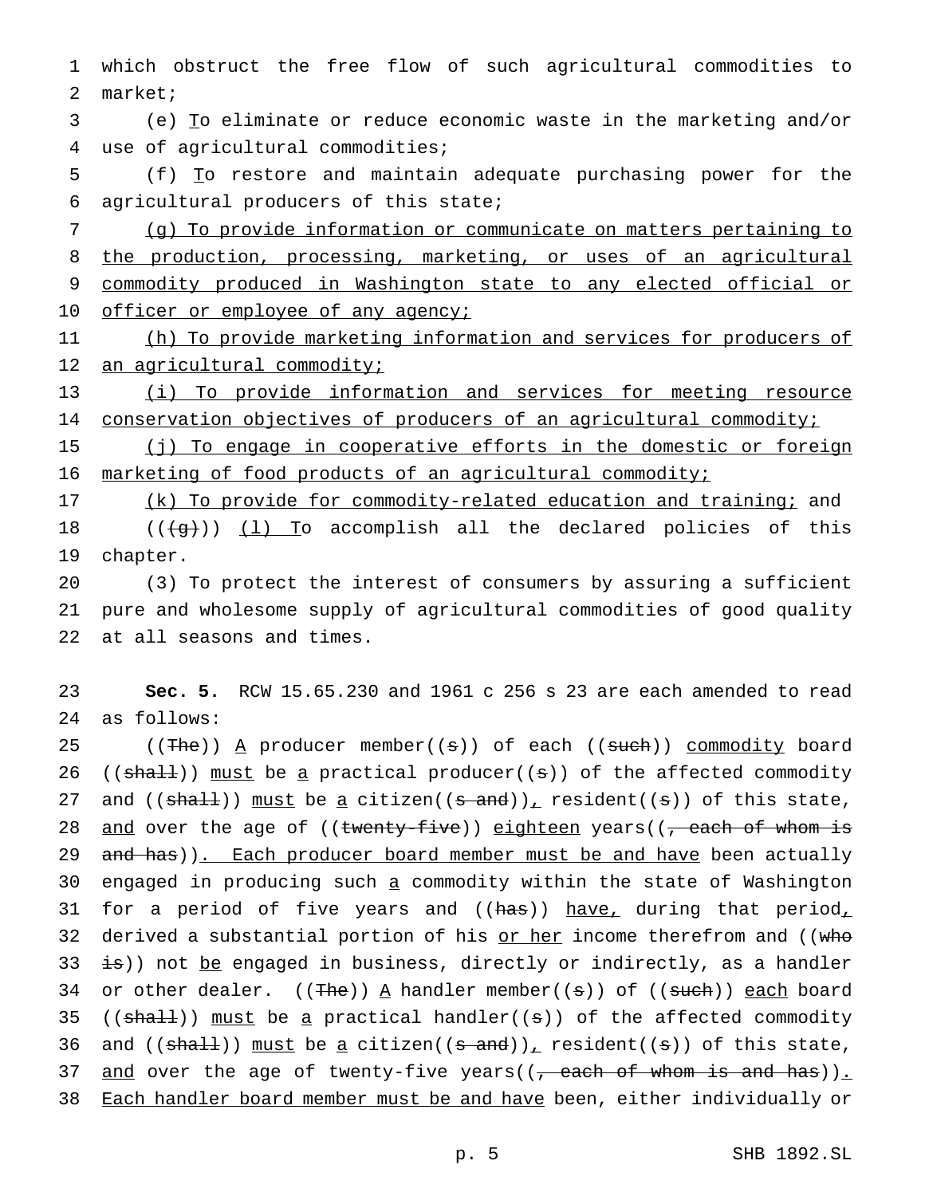which obstruct the free flow of such agricultural commodities to market;

(e) To eliminate or reduce economic waste in the marketing and/or use of agricultural commodities;

(f) To restore and maintain adequate purchasing power for the agricultural producers of this state;

(g) To provide information or communicate on matters pertaining to the production, processing, marketing, or uses of an agricultural commodity produced in Washington state to any elected official or officer or employee of any agency;

(h) To provide marketing information and services for producers of an agricultural commodity;

(i) To provide information and services for meeting resource conservation objectives of producers of an agricultural commodity;

(j) To engage in cooperative efforts in the domestic or foreign marketing of food products of an agricultural commodity;

(k) To provide for commodity-related education and training; and

(((g))) (l) To accomplish all the declared policies of this chapter.

(3) To protect the interest of consumers by assuring a sufficient pure and wholesome supply of agricultural commodities of good quality at all seasons and times.

**Sec. 5.** RCW 15.65.230 and 1961 c 256 s 23 are each amended to read as follows:

((The)) A producer member((s)) of each ((such)) commodity board ((shall)) must be a practical producer((s)) of the affected commodity and ((shall)) must be a citizen((s and)), resident((s)) of this state, and over the age of ((twenty-five)) eighteen years((, each of whom is and has)). Each producer board member must be and have been actually engaged in producing such a commodity within the state of Washington for a period of five years and ((has)) have, during that period, derived a substantial portion of his or her income therefrom and ((who is)) not be engaged in business, directly or indirectly, as a handler or other dealer. ((The)) A handler member((s)) of ((such)) each board ((shall)) must be a practical handler((s)) of the affected commodity and ((shall)) must be a citizen((s and)), resident((s)) of this state, and over the age of twenty-five years((, each of whom is and has)). Each handler board member must be and have been, either individually or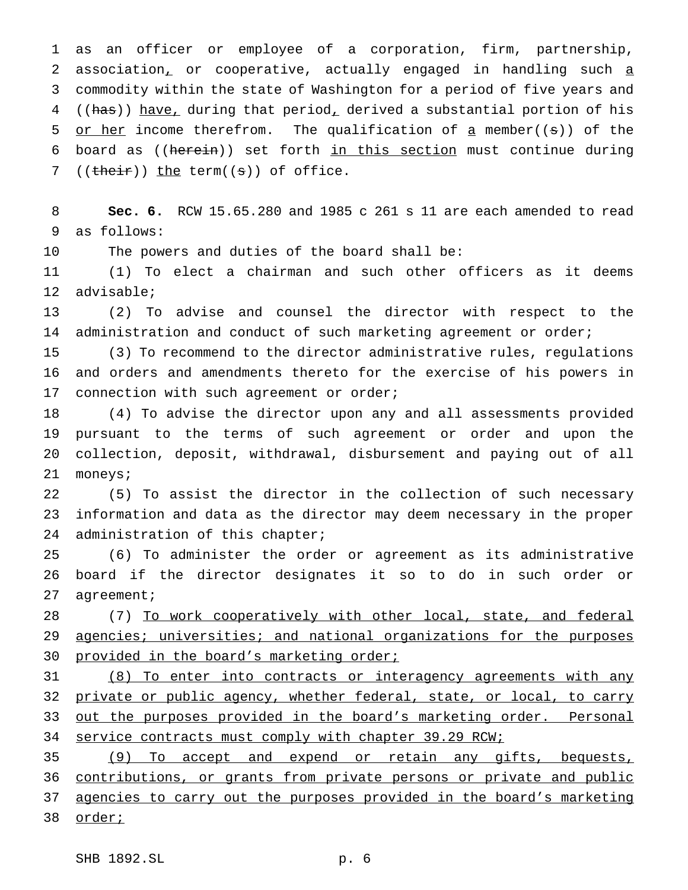as an officer or employee of a corporation, firm, partnership, association, or cooperative, actually engaged in handling such a commodity within the state of Washington for a period of five years and ((has)) have, during that period, derived a substantial portion of his or her income therefrom. The qualification of a member((s)) of the board as ((herein)) set forth in this section must continue during ((their)) the term((s)) of office.

**Sec. 6.** RCW 15.65.280 and 1985 c 261 s 11 are each amended to read as follows:

The powers and duties of the board shall be:

(1) To elect a chairman and such other officers as it deems advisable;

(2) To advise and counsel the director with respect to the administration and conduct of such marketing agreement or order;

(3) To recommend to the director administrative rules, regulations and orders and amendments thereto for the exercise of his powers in connection with such agreement or order;

(4) To advise the director upon any and all assessments provided pursuant to the terms of such agreement or order and upon the collection, deposit, withdrawal, disbursement and paying out of all moneys;

(5) To assist the director in the collection of such necessary information and data as the director may deem necessary in the proper administration of this chapter;

(6) To administer the order or agreement as its administrative board if the director designates it so to do in such order or agreement;

(7) To work cooperatively with other local, state, and federal agencies; universities; and national organizations for the purposes provided in the board's marketing order;

(8) To enter into contracts or interagency agreements with any private or public agency, whether federal, state, or local, to carry out the purposes provided in the board's marketing order. Personal service contracts must comply with chapter 39.29 RCW;

(9) To accept and expend or retain any gifts, bequests, contributions, or grants from private persons or private and public agencies to carry out the purposes provided in the board's marketing order;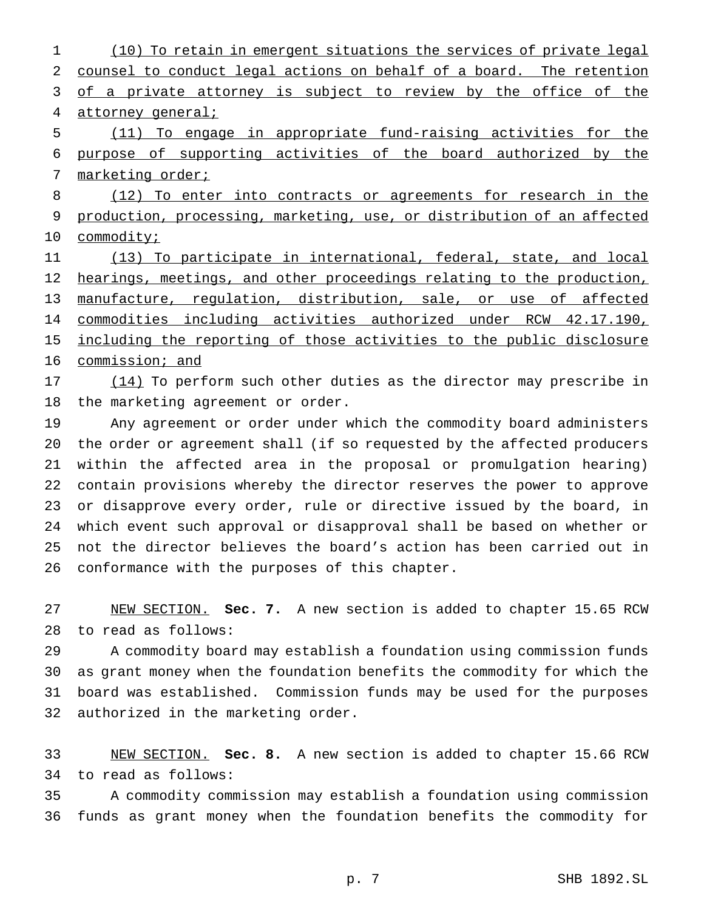(10) To retain in emergent situations the services of private legal counsel to conduct legal actions on behalf of a board. The retention of a private attorney is subject to review by the office of the attorney general;

(11) To engage in appropriate fund-raising activities for the purpose of supporting activities of the board authorized by the marketing order;

(12) To enter into contracts or agreements for research in the production, processing, marketing, use, or distribution of an affected commodity;

(13) To participate in international, federal, state, and local hearings, meetings, and other proceedings relating to the production, manufacture, regulation, distribution, sale, or use of affected commodities including activities authorized under RCW 42.17.190, including the reporting of those activities to the public disclosure commission; and

(14) To perform such other duties as the director may prescribe in the marketing agreement or order.

Any agreement or order under which the commodity board administers the order or agreement shall (if so requested by the affected producers within the affected area in the proposal or promulgation hearing) contain provisions whereby the director reserves the power to approve or disapprove every order, rule or directive issued by the board, in which event such approval or disapproval shall be based on whether or not the director believes the board's action has been carried out in conformance with the purposes of this chapter.

NEW SECTION. **Sec. 7.** A new section is added to chapter 15.65 RCW to read as follows:

A commodity board may establish a foundation using commission funds as grant money when the foundation benefits the commodity for which the board was established. Commission funds may be used for the purposes authorized in the marketing order.

NEW SECTION. **Sec. 8.** A new section is added to chapter 15.66 RCW to read as follows:

A commodity commission may establish a foundation using commission funds as grant money when the foundation benefits the commodity for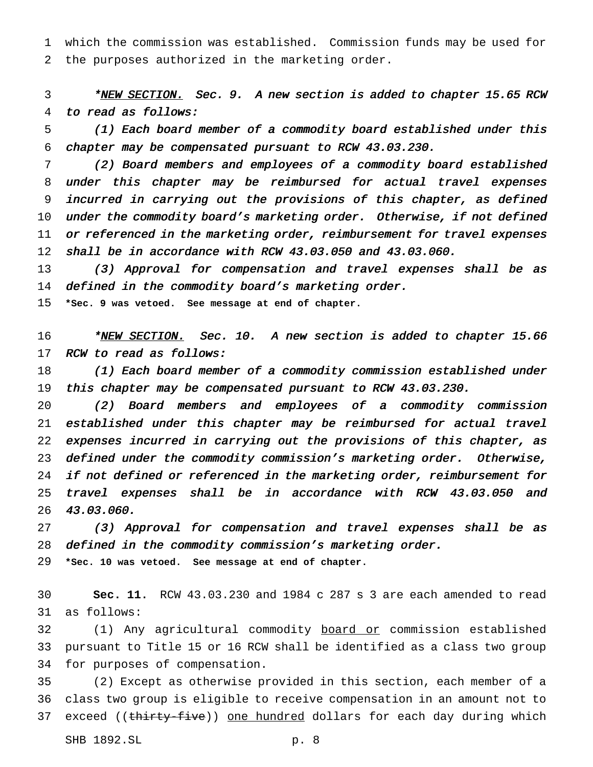which the commission was established. Commission funds may be used for the purposes authorized in the marketing order.

*\*<u>NEW SECTION.</u> Sec. 9. A new section is added to chapter 15.65 RCW to read as follows:*

*(1) Each board member of a commodity board established under this chapter may be compensated pursuant to RCW 43.03.230.*

*(2) Board members and employees of a commodity board established under this chapter may be reimbursed for actual travel expenses incurred in carrying out the provisions of this chapter, as defined under the commodity board's marketing order. Otherwise, if not defined or referenced in the marketing order, reimbursement for travel expenses shall be in accordance with RCW 43.03.050 and 43.03.060.*

*(3) Approval for compensation and travel expenses shall be as defined in the commodity board's marketing order.*

**\*Sec. 9 was vetoed. See message at end of chapter.**

*\*<u>NEW SECTION.</u> Sec. 10. A new section is added to chapter 15.66 RCW to read as follows:*

*(1) Each board member of a commodity commission established under this chapter may be compensated pursuant to RCW 43.03.230.*

*(2) Board members and employees of a commodity commission established under this chapter may be reimbursed for actual travel expenses incurred in carrying out the provisions of this chapter, as defined under the commodity commission's marketing order. Otherwise, if not defined or referenced in the marketing order, reimbursement for travel expenses shall be in accordance with RCW 43.03.050 and 43.03.060.*

*(3) Approval for compensation and travel expenses shall be as defined in the commodity commission's marketing order.*

**\*Sec. 10 was vetoed. See message at end of chapter.**

**Sec. 11.** RCW 43.03.230 and 1984 c 287 s 3 are each amended to read as follows:

(1) Any agricultural commodity <u>board or</u> commission established pursuant to Title 15 or 16 RCW shall be identified as a class two group for purposes of compensation.

(2) Except as otherwise provided in this section, each member of a class two group is eligible to receive compensation in an amount not to exceed ((~~thirty-five~~)) <u>one hundred</u> dollars for each day during which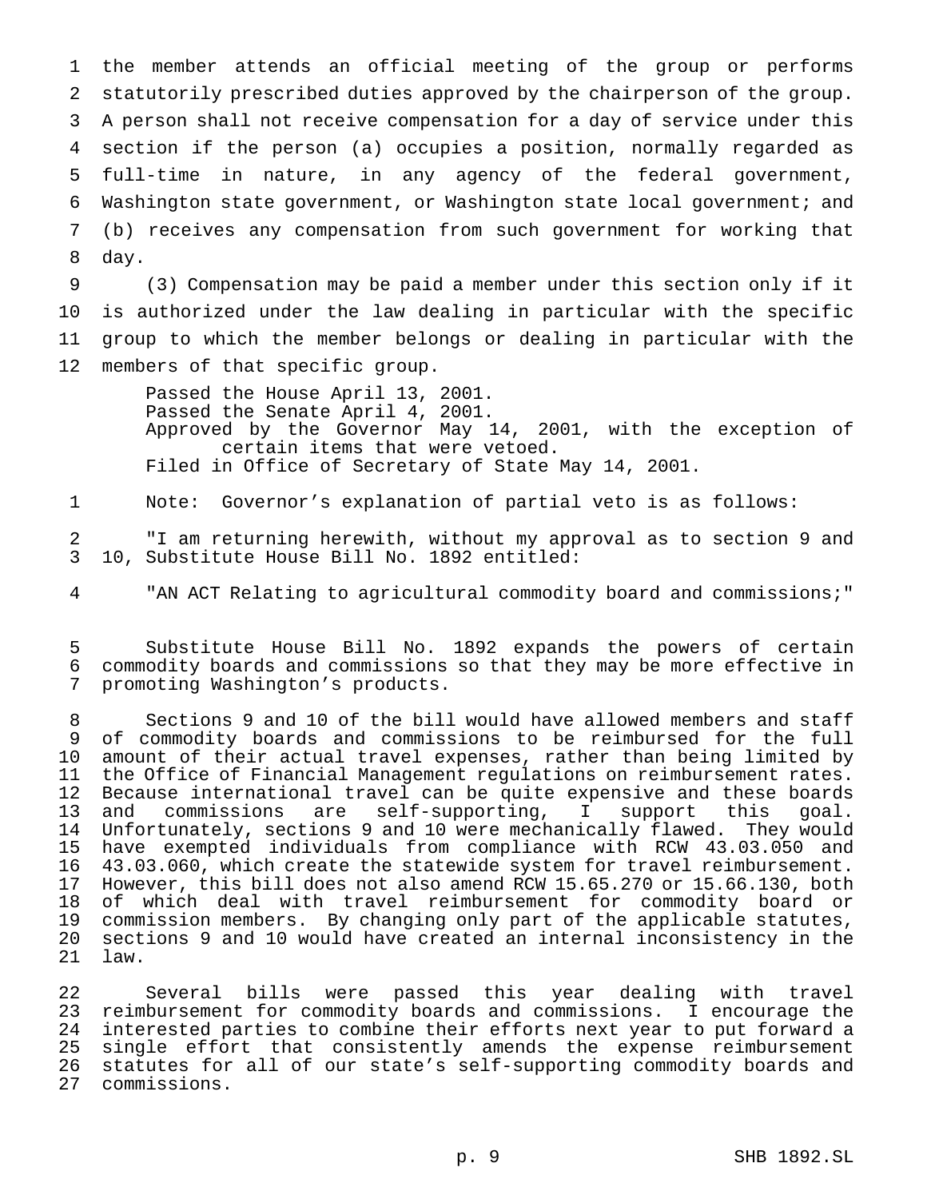the member attends an official meeting of the group or performs statutorily prescribed duties approved by the chairperson of the group. A person shall not receive compensation for a day of service under this section if the person (a) occupies a position, normally regarded as full-time in nature, in any agency of the federal government, Washington state government, or Washington state local government; and (b) receives any compensation from such government for working that day.

(3) Compensation may be paid a member under this section only if it is authorized under the law dealing in particular with the specific group to which the member belongs or dealing in particular with the members of that specific group.

Passed the House April 13, 2001.
Passed the Senate April 4, 2001.
Approved by the Governor May 14, 2001, with the exception of certain items that were vetoed.
Filed in Office of Secretary of State May 14, 2001.

Note: Governor's explanation of partial veto is as follows:

"I am returning herewith, without my approval as to section 9 and 10, Substitute House Bill No. 1892 entitled:

"AN ACT Relating to agricultural commodity board and commissions;"

Substitute House Bill No. 1892 expands the powers of certain commodity boards and commissions so that they may be more effective in promoting Washington's products.

Sections 9 and 10 of the bill would have allowed members and staff of commodity boards and commissions to be reimbursed for the full amount of their actual travel expenses, rather than being limited by the Office of Financial Management regulations on reimbursement rates. Because international travel can be quite expensive and these boards and commissions are self-supporting, I support this goal. Unfortunately, sections 9 and 10 were mechanically flawed. They would have exempted individuals from compliance with RCW 43.03.050 and 43.03.060, which create the statewide system for travel reimbursement. However, this bill does not also amend RCW 15.65.270 or 15.66.130, both of which deal with travel reimbursement for commodity board or commission members. By changing only part of the applicable statutes, sections 9 and 10 would have created an internal inconsistency in the law.

Several bills were passed this year dealing with travel reimbursement for commodity boards and commissions. I encourage the interested parties to combine their efforts next year to put forward a single effort that consistently amends the expense reimbursement statutes for all of our state's self-supporting commodity boards and commissions.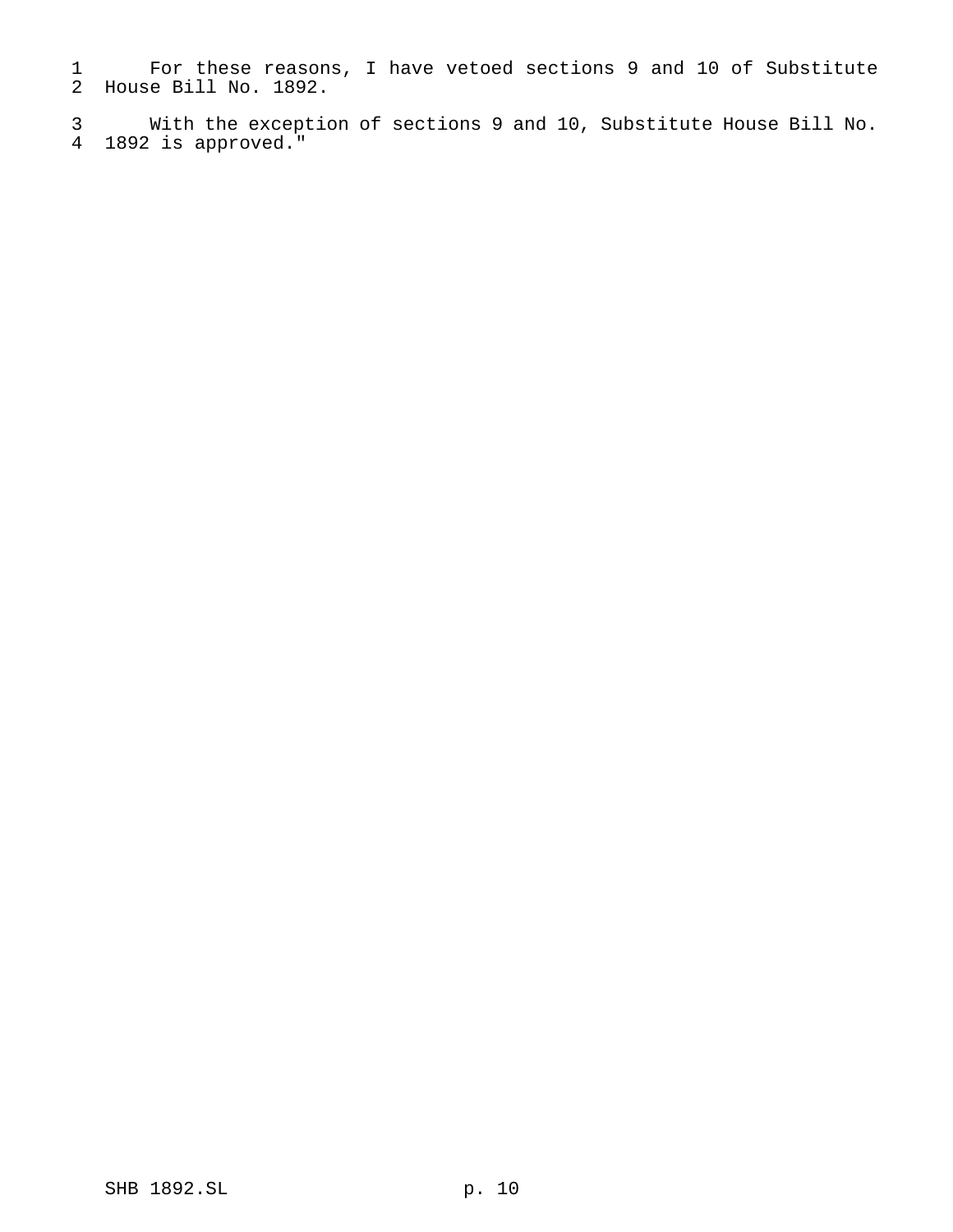For these reasons, I have vetoed sections 9 and 10 of Substitute House Bill No. 1892.

With the exception of sections 9 and 10, Substitute House Bill No. 1892 is approved."